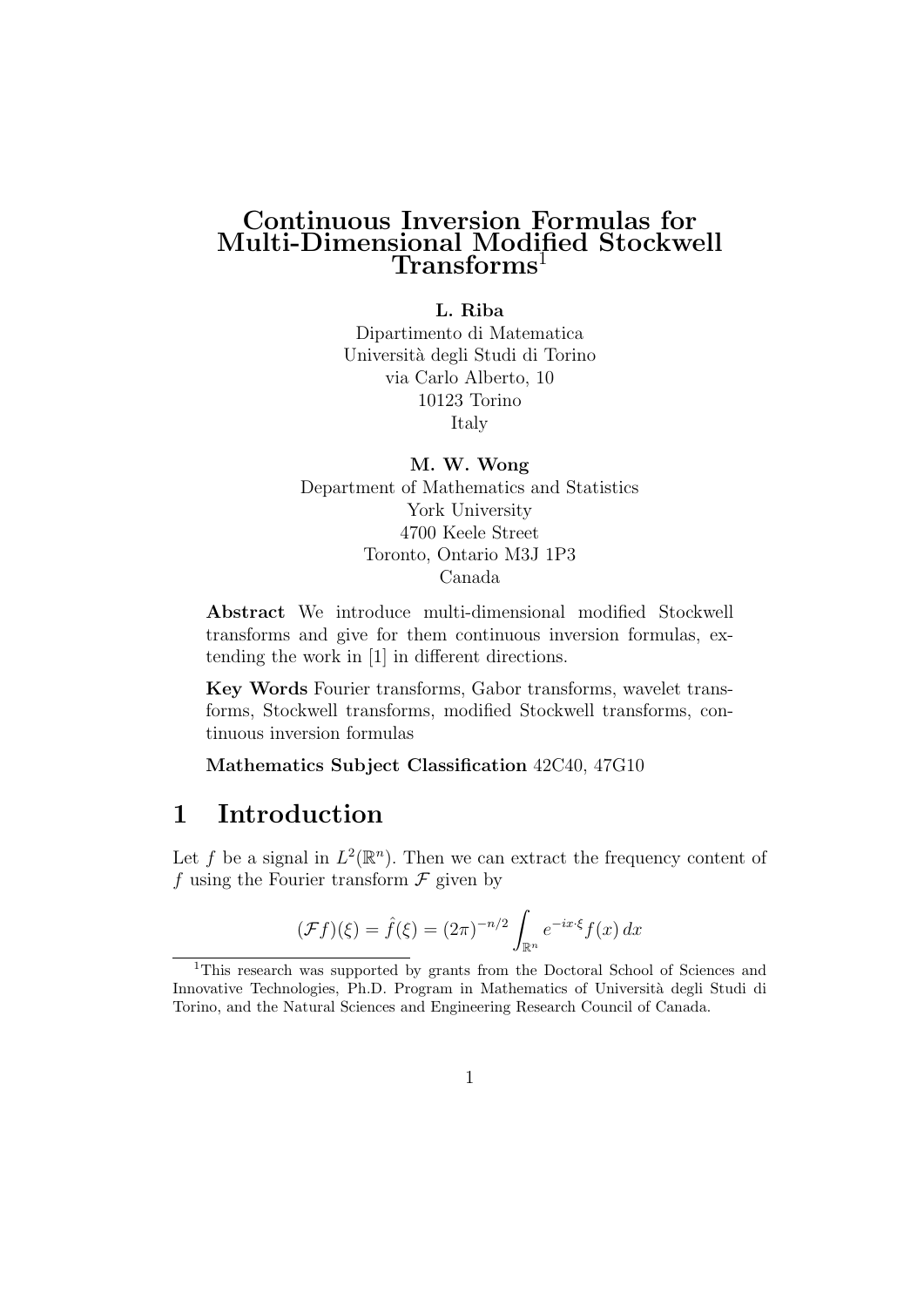# Continuous Inversion Formulas for Multi-Dimensional Modified Stockwell Transforms[1]

**L. Riba**
Dipartimento di Matematica
Università degli Studi di Torino
via Carlo Alberto, 10
10123 Torino
Italy

**M. W. Wong**
Department of Mathematics and Statistics
York University
4700 Keele Street
Toronto, Ontario M3J 1P3
Canada

**Abstract** We introduce multi-dimensional modified Stockwell transforms and give for them continuous inversion formulas, extending the work in [1] in different directions.

**Key Words** Fourier transforms, Gabor transforms, wavelet transforms, Stockwell transforms, modified Stockwell transforms, continuous inversion formulas

**Mathematics Subject Classification** 42C40, 47G10

## 1 Introduction

Let $f$ be a signal in $L^2(\mathbb{R}^n)$. Then we can extract the frequency content of $f$ using the Fourier transform $\mathcal{F}$ given by

$$(\mathcal{F}f)(\xi) = \hat{f}(\xi) = (2\pi)^{-n/2} \int_{\mathbb{R}^n} e^{-ix\cdot\xi} f(x)\, dx$$

[1]This research was supported by grants from the Doctoral School of Sciences and Innovative Technologies, Ph.D. Program in Mathematics of Università degli Studi di Torino, and the Natural Sciences and Engineering Research Council of Canada.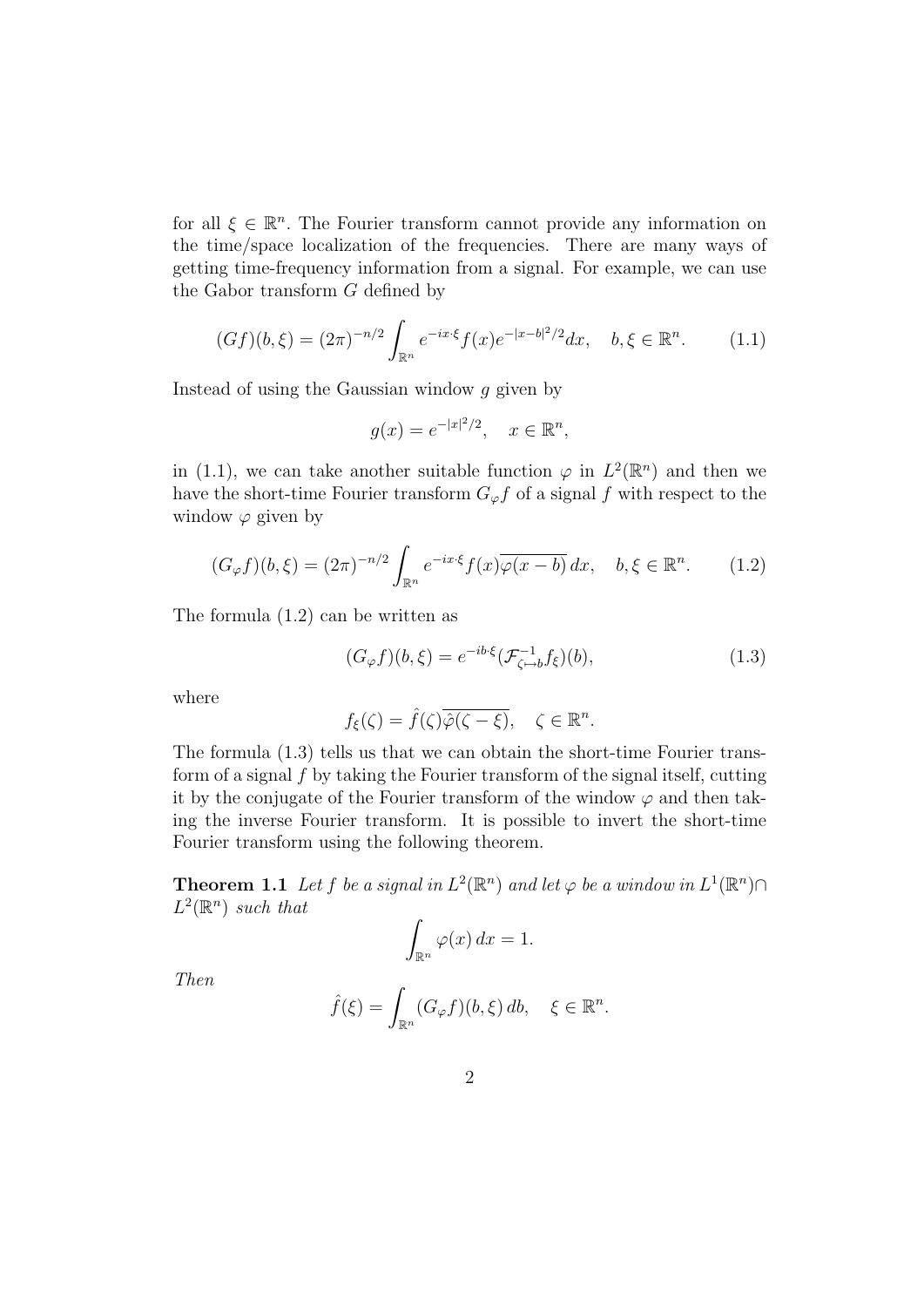for all $\xi \in \mathbb{R}^n$. The Fourier transform cannot provide any information on the time/space localization of the frequencies. There are many ways of getting time-frequency information from a signal. For example, we can use the Gabor transform $G$ defined by

$$(Gf)(b, \xi) = (2\pi)^{-n/2} \int_{\mathbb{R}^n} e^{-ix\cdot\xi} f(x) e^{-|x-b|^2/2} dx, \quad b, \xi \in \mathbb{R}^n. \tag{1.1}$$

Instead of using the Gaussian window $g$ given by

$$g(x) = e^{-|x|^2/2}, \quad x \in \mathbb{R}^n,$$

in (1.1), we can take another suitable function $\varphi$ in $L^2(\mathbb{R}^n)$ and then we have the short-time Fourier transform $G_\varphi f$ of a signal $f$ with respect to the window $\varphi$ given by

$$(G_\varphi f)(b, \xi) = (2\pi)^{-n/2} \int_{\mathbb{R}^n} e^{-ix\cdot\xi} f(x) \overline{\varphi(x-b)}\, dx, \quad b, \xi \in \mathbb{R}^n. \tag{1.2}$$

The formula (1.2) can be written as

$$(G_\varphi f)(b, \xi) = e^{-ib\cdot\xi} (\mathcal{F}^{-1}_{\zeta \mapsto b} f_\xi)(b), \tag{1.3}$$

where

$$f_\xi(\zeta) = \hat{f}(\zeta)\overline{\hat{\varphi}(\zeta - \xi)}, \quad \zeta \in \mathbb{R}^n.$$

The formula (1.3) tells us that we can obtain the short-time Fourier transform of a signal $f$ by taking the Fourier transform of the signal itself, cutting it by the conjugate of the Fourier transform of the window $\varphi$ and then taking the inverse Fourier transform. It is possible to invert the short-time Fourier transform using the following theorem.

**Theorem 1.1** *Let $f$ be a signal in $L^2(\mathbb{R}^n)$ and let $\varphi$ be a window in $L^1(\mathbb{R}^n) \cap L^2(\mathbb{R}^n)$ such that*

$$\int_{\mathbb{R}^n} \varphi(x)\, dx = 1.$$

*Then*

$$\hat{f}(\xi) = \int_{\mathbb{R}^n} (G_\varphi f)(b, \xi)\, db, \quad \xi \in \mathbb{R}^n.$$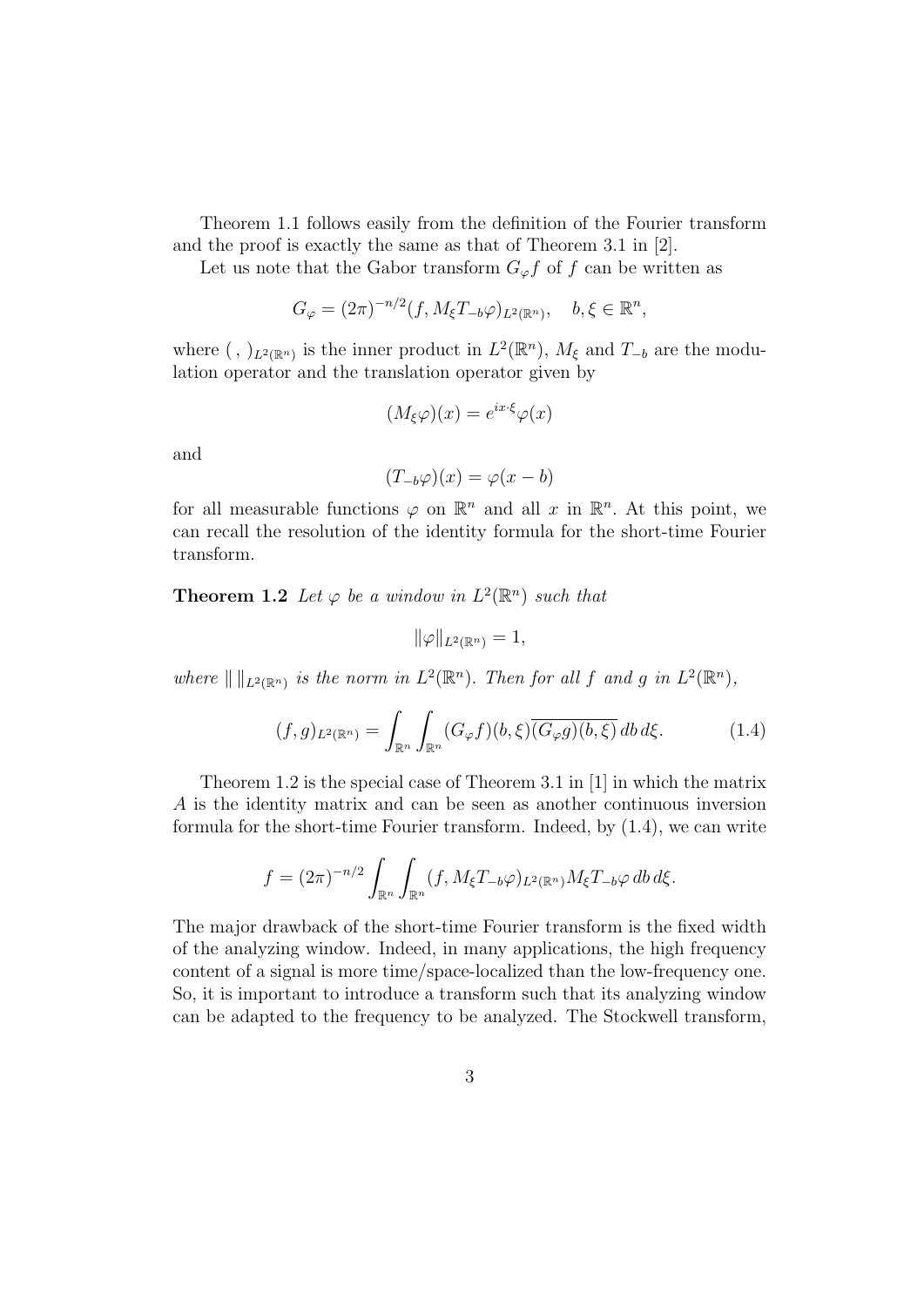Theorem 1.1 follows easily from the definition of the Fourier transform and the proof is exactly the same as that of Theorem 3.1 in [2].

Let us note that the Gabor transform $G_\varphi f$ of $f$ can be written as

$$G_\varphi = (2\pi)^{-n/2}(f, M_\xi T_{-b}\varphi)_{L^2(\mathbb{R}^n)}, \quad b, \xi \in \mathbb{R}^n,$$

where $(\ ,\ )_{L^2(\mathbb{R}^n)}$ is the inner product in $L^2(\mathbb{R}^n)$, $M_\xi$ and $T_{-b}$ are the modulation operator and the translation operator given by

$$(M_\xi \varphi)(x) = e^{ix\cdot\xi}\varphi(x)$$

and

$$(T_{-b}\varphi)(x) = \varphi(x - b)$$

for all measurable functions $\varphi$ on $\mathbb{R}^n$ and all $x$ in $\mathbb{R}^n$. At this point, we can recall the resolution of the identity formula for the short-time Fourier transform.

**Theorem 1.2** *Let $\varphi$ be a window in $L^2(\mathbb{R}^n)$ such that*

$$\|\varphi\|_{L^2(\mathbb{R}^n)} = 1,$$

*where $\|\ \|_{L^2(\mathbb{R}^n)}$ is the norm in $L^2(\mathbb{R}^n)$. Then for all $f$ and $g$ in $L^2(\mathbb{R}^n)$,*

$$(f, g)_{L^2(\mathbb{R}^n)} = \int_{\mathbb{R}^n}\int_{\mathbb{R}^n} (G_\varphi f)(b, \xi)\overline{(G_\varphi g)(b, \xi)}\, db\, d\xi. \tag{1.4}$$

Theorem 1.2 is the special case of Theorem 3.1 in [1] in which the matrix $A$ is the identity matrix and can be seen as another continuous inversion formula for the short-time Fourier transform. Indeed, by (1.4), we can write

$$f = (2\pi)^{-n/2}\int_{\mathbb{R}^n}\int_{\mathbb{R}^n} (f, M_\xi T_{-b}\varphi)_{L^2(\mathbb{R}^n)} M_\xi T_{-b}\varphi\, db\, d\xi.$$

The major drawback of the short-time Fourier transform is the fixed width of the analyzing window. Indeed, in many applications, the high frequency content of a signal is more time/space-localized than the low-frequency one. So, it is important to introduce a transform such that its analyzing window can be adapted to the frequency to be analyzed. The Stockwell transform,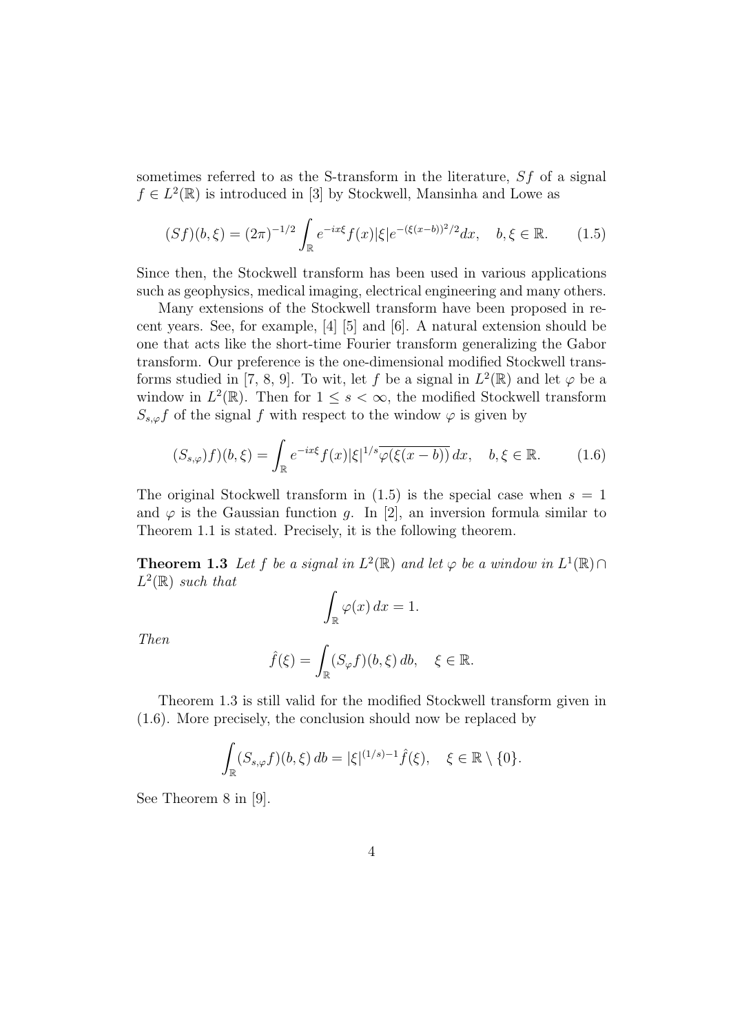sometimes referred to as the S-transform in the literature, $Sf$ of a signal $f \in L^2(\mathbb{R})$ is introduced in [3] by Stockwell, Mansinha and Lowe as

$$(Sf)(b,\xi) = (2\pi)^{-1/2} \int_{\mathbb{R}} e^{-ix\xi} f(x) |\xi| e^{-(\xi(x-b))^2/2} dx, \quad b, \xi \in \mathbb{R}. \tag{1.5}$$

Since then, the Stockwell transform has been used in various applications such as geophysics, medical imaging, electrical engineering and many others.

Many extensions of the Stockwell transform have been proposed in recent years. See, for example, [4] [5] and [6]. A natural extension should be one that acts like the short-time Fourier transform generalizing the Gabor transform. Our preference is the one-dimensional modified Stockwell transforms studied in [7, 8, 9]. To wit, let $f$ be a signal in $L^2(\mathbb{R})$ and let $\varphi$ be a window in $L^2(\mathbb{R})$. Then for $1 \le s < \infty$, the modified Stockwell transform $S_{s,\varphi} f$ of the signal $f$ with respect to the window $\varphi$ is given by

$$(S_{s,\varphi}) f)(b,\xi) = \int_{\mathbb{R}} e^{-ix\xi} f(x) |\xi|^{1/s} \overline{\varphi(\xi(x-b))} \, dx, \quad b, \xi \in \mathbb{R}. \tag{1.6}$$

The original Stockwell transform in (1.5) is the special case when $s = 1$ and $\varphi$ is the Gaussian function $g$. In [2], an inversion formula similar to Theorem 1.1 is stated. Precisely, it is the following theorem.

**Theorem 1.3** *Let $f$ be a signal in $L^2(\mathbb{R})$ and let $\varphi$ be a window in $L^1(\mathbb{R}) \cap L^2(\mathbb{R})$ such that*

$$\int_{\mathbb{R}} \varphi(x) \, dx = 1.$$

*Then*

$$\hat{f}(\xi) = \int_{\mathbb{R}} (S_\varphi f)(b,\xi) \, db, \quad \xi \in \mathbb{R}.$$

Theorem 1.3 is still valid for the modified Stockwell transform given in (1.6). More precisely, the conclusion should now be replaced by

$$\int_{\mathbb{R}} (S_{s,\varphi} f)(b,\xi) \, db = |\xi|^{(1/s)-1} \hat{f}(\xi), \quad \xi \in \mathbb{R} \setminus \{0\}.$$

See Theorem 8 in [9].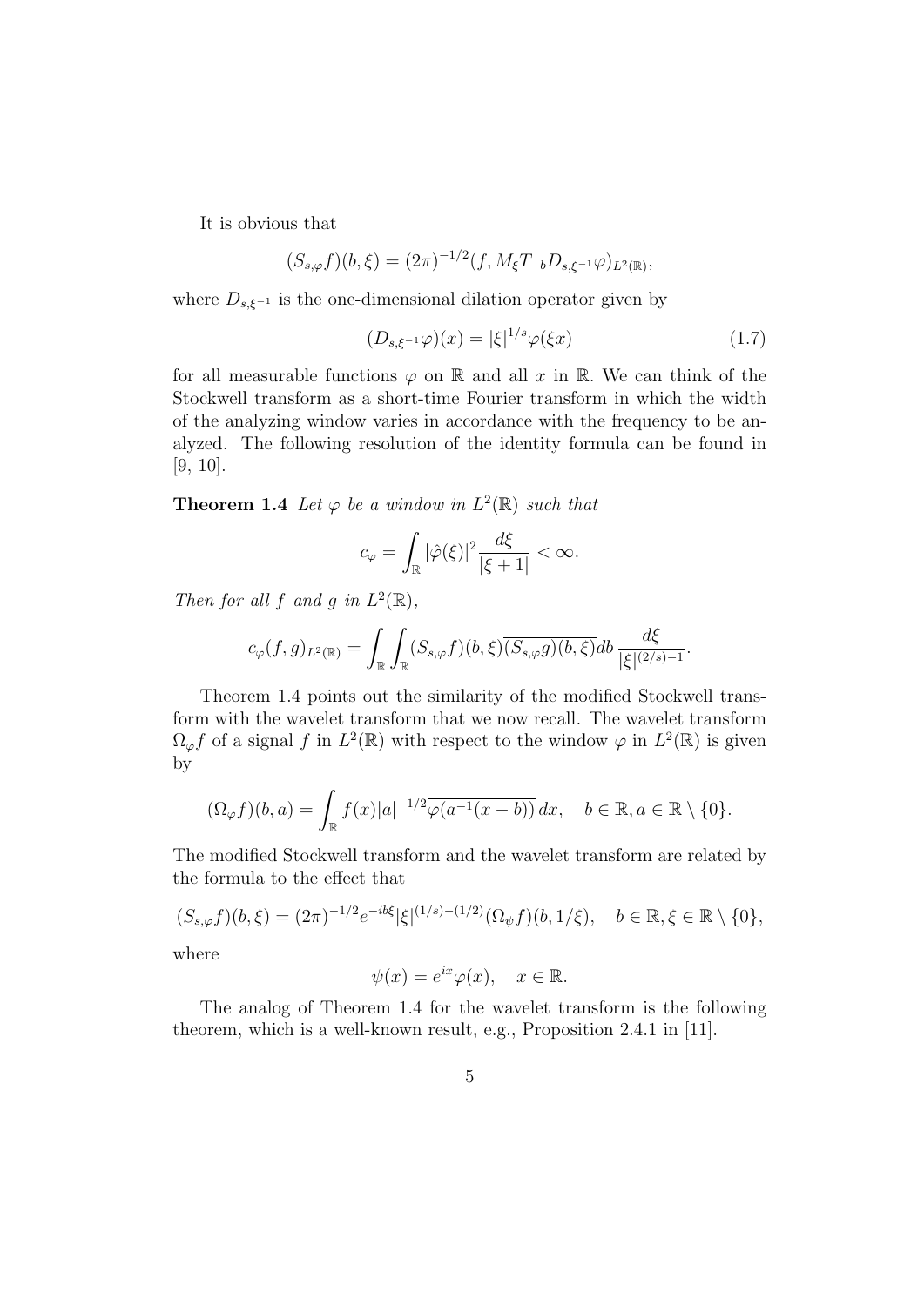It is obvious that

$$(S_{s,\varphi}f)(b,\xi) = (2\pi)^{-1/2}(f, M_\xi T_{-b} D_{s,\xi^{-1}}\varphi)_{L^2(\mathbb{R})},$$

where $D_{s,\xi^{-1}}$ is the one-dimensional dilation operator given by

$$(D_{s,\xi^{-1}}\varphi)(x) = |\xi|^{1/s}\varphi(\xi x) \tag{1.7}$$

for all measurable functions $\varphi$ on $\mathbb{R}$ and all $x$ in $\mathbb{R}$. We can think of the Stockwell transform as a short-time Fourier transform in which the width of the analyzing window varies in accordance with the frequency to be analyzed. The following resolution of the identity formula can be found in [9, 10].

**Theorem 1.4** *Let $\varphi$ be a window in $L^2(\mathbb{R})$ such that*

$$c_\varphi = \int_{\mathbb{R}} |\hat{\varphi}(\xi)|^2 \frac{d\xi}{|\xi+1|} < \infty.$$

*Then for all $f$ and $g$ in $L^2(\mathbb{R})$,*

$$c_\varphi (f,g)_{L^2(\mathbb{R})} = \int_{\mathbb{R}} \int_{\mathbb{R}} (S_{s,\varphi}f)(b,\xi)\overline{(S_{s,\varphi}g)(b,\xi)} db \, \frac{d\xi}{|\xi|^{(2/s)-1}}.$$

Theorem 1.4 points out the similarity of the modified Stockwell transform with the wavelet transform that we now recall. The wavelet transform $\Omega_\varphi f$ of a signal $f$ in $L^2(\mathbb{R})$ with respect to the window $\varphi$ in $L^2(\mathbb{R})$ is given by

$$(\Omega_\varphi f)(b,a) = \int_{\mathbb{R}} f(x)|a|^{-1/2}\overline{\varphi(a^{-1}(x-b))}\, dx, \quad b \in \mathbb{R}, a \in \mathbb{R}\setminus\{0\}.$$

The modified Stockwell transform and the wavelet transform are related by the formula to the effect that

$$(S_{s,\varphi}f)(b,\xi) = (2\pi)^{-1/2} e^{-ib\xi}|\xi|^{(1/s)-(1/2)}(\Omega_\psi f)(b, 1/\xi), \quad b \in \mathbb{R}, \xi \in \mathbb{R}\setminus\{0\},$$

where

$$\psi(x) = e^{ix}\varphi(x), \quad x \in \mathbb{R}.$$

The analog of Theorem 1.4 for the wavelet transform is the following theorem, which is a well-known result, e.g., Proposition 2.4.1 in [11].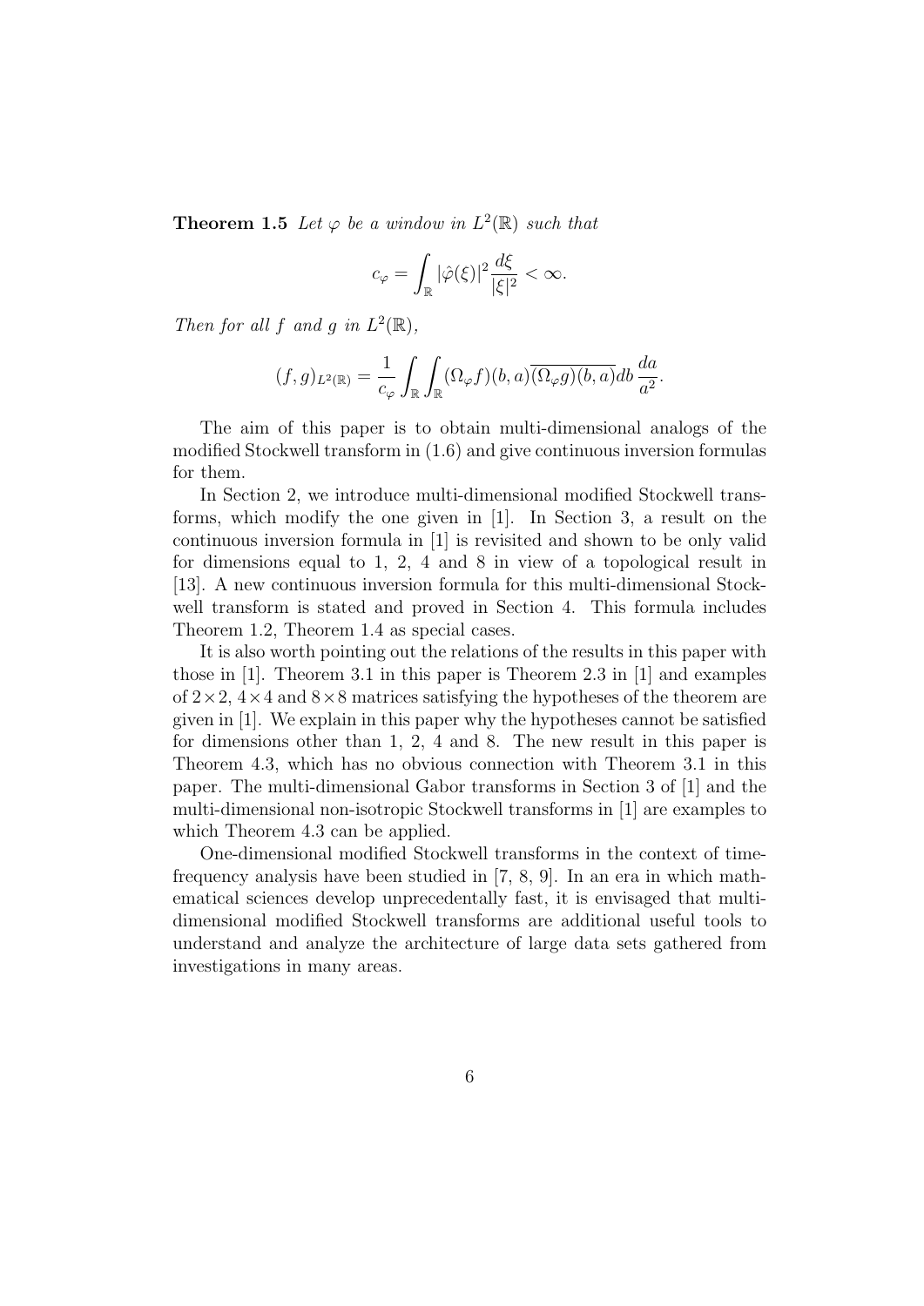**Theorem 1.5** *Let $\varphi$ be a window in $L^2(\mathbb{R})$ such that*

$$c_\varphi = \int_{\mathbb{R}} |\hat{\varphi}(\xi)|^2 \frac{d\xi}{|\xi|^2} < \infty.$$

*Then for all $f$ and $g$ in $L^2(\mathbb{R})$,*

$$(f, g)_{L^2(\mathbb{R})} = \frac{1}{c_\varphi} \int_{\mathbb{R}} \int_{\mathbb{R}} (\Omega_\varphi f)(b, a) \overline{(\Omega_\varphi g)(b, a)} db \, \frac{da}{a^2}.$$

The aim of this paper is to obtain multi-dimensional analogs of the modified Stockwell transform in (1.6) and give continuous inversion formulas for them.

In Section 2, we introduce multi-dimensional modified Stockwell transforms, which modify the one given in [1]. In Section 3, a result on the continuous inversion formula in [1] is revisited and shown to be only valid for dimensions equal to 1, 2, 4 and 8 in view of a topological result in [13]. A new continuous inversion formula for this multi-dimensional Stockwell transform is stated and proved in Section 4. This formula includes Theorem 1.2, Theorem 1.4 as special cases.

It is also worth pointing out the relations of the results in this paper with those in [1]. Theorem 3.1 in this paper is Theorem 2.3 in [1] and examples of $2 \times 2$, $4 \times 4$ and $8 \times 8$ matrices satisfying the hypotheses of the theorem are given in [1]. We explain in this paper why the hypotheses cannot be satisfied for dimensions other than 1, 2, 4 and 8. The new result in this paper is Theorem 4.3, which has no obvious connection with Theorem 3.1 in this paper. The multi-dimensional Gabor transforms in Section 3 of [1] and the multi-dimensional non-isotropic Stockwell transforms in [1] are examples to which Theorem 4.3 can be applied.

One-dimensional modified Stockwell transforms in the context of time-frequency analysis have been studied in [7, 8, 9]. In an era in which mathematical sciences develop unprecedentally fast, it is envisaged that multi-dimensional modified Stockwell transforms are additional useful tools to understand and analyze the architecture of large data sets gathered from investigations in many areas.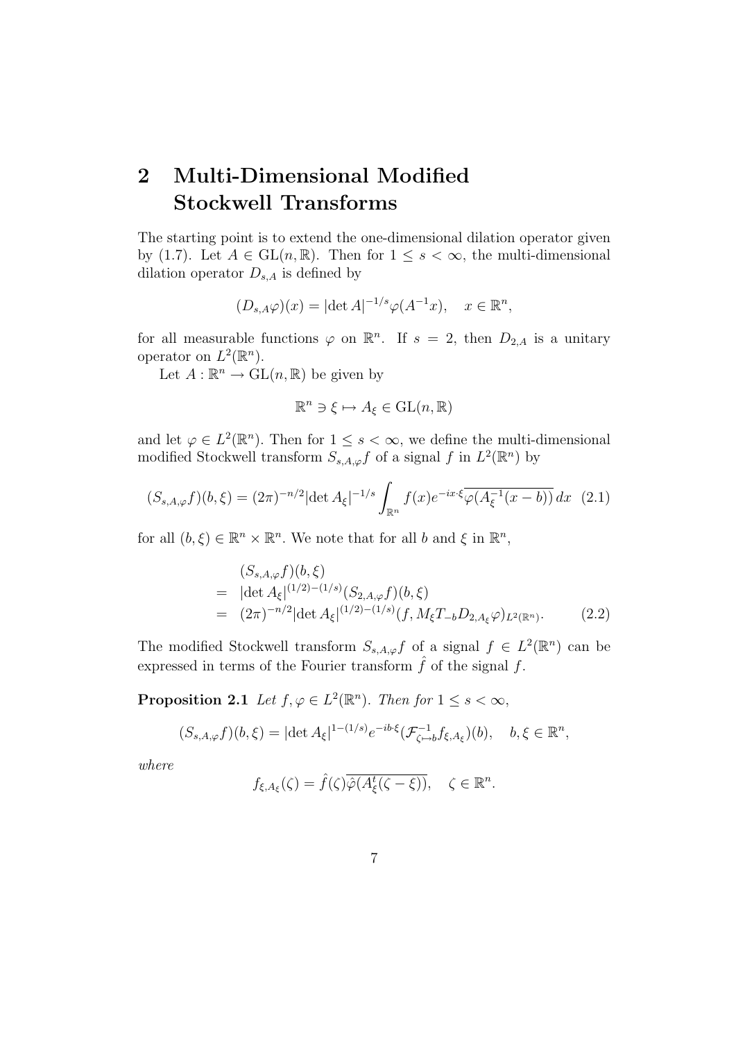# 2 Multi-Dimensional Modified Stockwell Transforms

The starting point is to extend the one-dimensional dilation operator given by (1.7). Let $A \in \mathrm{GL}(n, \mathbb{R})$. Then for $1 \le s < \infty$, the multi-dimensional dilation operator $D_{s,A}$ is defined by

$$(D_{s,A}\varphi)(x) = |\det A|^{-1/s}\varphi(A^{-1}x), \quad x \in \mathbb{R}^n,$$

for all measurable functions $\varphi$ on $\mathbb{R}^n$. If $s = 2$, then $D_{2,A}$ is a unitary operator on $L^2(\mathbb{R}^n)$.

Let $A : \mathbb{R}^n \to \mathrm{GL}(n, \mathbb{R})$ be given by

$$\mathbb{R}^n \ni \xi \mapsto A_\xi \in \mathrm{GL}(n, \mathbb{R})$$

and let $\varphi \in L^2(\mathbb{R}^n)$. Then for $1 \le s < \infty$, we define the multi-dimensional modified Stockwell transform $S_{s,A,\varphi}f$ of a signal $f$ in $L^2(\mathbb{R}^n)$ by

$$(S_{s,A,\varphi}f)(b,\xi) = (2\pi)^{-n/2}|\det A_\xi|^{-1/s}\int_{\mathbb{R}^n} f(x)e^{-ix\cdot\xi}\overline{\varphi(A_\xi^{-1}(x-b))}\,dx \tag{2.1}$$

for all $(b, \xi) \in \mathbb{R}^n \times \mathbb{R}^n$. We note that for all $b$ and $\xi$ in $\mathbb{R}^n$,

$$\begin{aligned}
&(S_{s,A,\varphi}f)(b,\xi)\\
=\ & |\det A_\xi|^{(1/2)-(1/s)}(S_{2,A,\varphi}f)(b,\xi)\\
=\ & (2\pi)^{-n/2}|\det A_\xi|^{(1/2)-(1/s)}(f, M_\xi T_{-b} D_{2,A_\xi}\varphi)_{L^2(\mathbb{R}^n)}.
\end{aligned} \tag{2.2}$$

The modified Stockwell transform $S_{s,A,\varphi}f$ of a signal $f \in L^2(\mathbb{R}^n)$ can be expressed in terms of the Fourier transform $\hat{f}$ of the signal $f$.

**Proposition 2.1** *Let $f, \varphi \in L^2(\mathbb{R}^n)$. Then for $1 \le s < \infty$,*

$$(S_{s,A,\varphi}f)(b,\xi) = |\det A_\xi|^{1-(1/s)}e^{-ib\cdot\xi}(\mathcal{F}^{-1}_{\zeta\mapsto b}f_{\xi,A_\xi})(b), \quad b, \xi \in \mathbb{R}^n,$$

*where*

$$f_{\xi,A_\xi}(\zeta) = \hat{f}(\zeta)\overline{\hat{\varphi}(A_\xi^t(\zeta-\xi))}, \quad \zeta \in \mathbb{R}^n.$$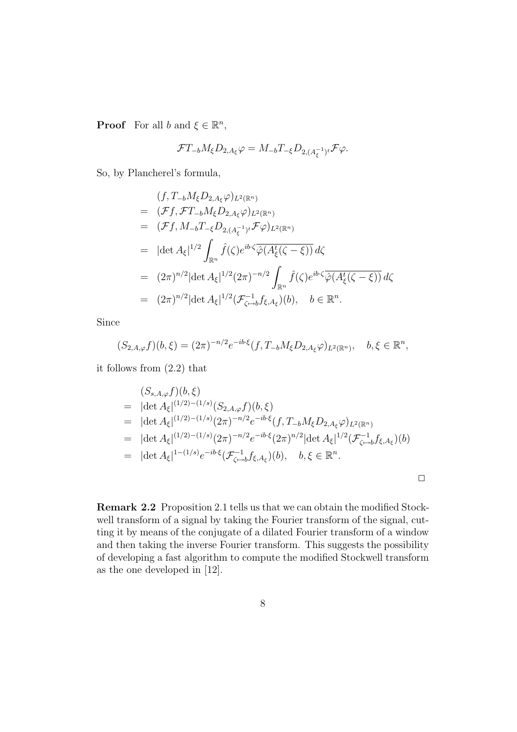**Proof** For all $b$ and $\xi \in \mathbb{R}^n$,

$$\mathcal{F}T_{-b}M_\xi D_{2,A_\xi}\varphi = M_{-b}T_{-\xi}D_{2,(A_\xi^{-1})^t}\mathcal{F}\varphi.$$

So, by Plancherel's formula,

$$\begin{aligned}
&(f, T_{-b}M_\xi D_{2,A_\xi}\varphi)_{L^2(\mathbb{R}^n)} \\
=\ & (\mathcal{F}f, \mathcal{F}T_{-b}M_\xi D_{2,A_\xi}\varphi)_{L^2(\mathbb{R}^n)} \\
=\ & (\mathcal{F}f, M_{-b}T_{-\xi}D_{2,(A_\xi^{-1})^t}\mathcal{F}\varphi)_{L^2(\mathbb{R}^n)} \\
=\ & |\det A_\xi|^{1/2} \int_{\mathbb{R}^n} \hat{f}(\zeta) e^{ib\cdot\zeta}\overline{\hat{\varphi}(A_\xi^t(\zeta - \xi))}\, d\zeta \\
=\ & (2\pi)^{n/2}|\det A_\xi|^{1/2}(2\pi)^{-n/2} \int_{\mathbb{R}^n} \hat{f}(\zeta) e^{ib\cdot\zeta}\overline{\hat{\varphi}(A_\xi^t(\zeta - \xi))}\, d\zeta \\
=\ & (2\pi)^{n/2}|\det A_\xi|^{1/2}(\mathcal{F}^{-1}_{\zeta\mapsto b} f_{\xi,A_\xi})(b), \quad b \in \mathbb{R}^n.
\end{aligned}$$

Since

$$(S_{2,A,\varphi}f)(b,\xi) = (2\pi)^{-n/2}e^{-ib\cdot\xi}(f, T_{-b}M_\xi D_{2,A_\xi}\varphi)_{L^2(\mathbb{R}^n)}, \quad b, \xi \in \mathbb{R}^n,$$

it follows from (2.2) that

$$\begin{aligned}
&(S_{s,A,\varphi}f)(b,\xi) \\
=\ & |\det A_\xi|^{(1/2)-(1/s)}(S_{2,A,\varphi}f)(b,\xi) \\
=\ & |\det A_\xi|^{(1/2)-(1/s)}(2\pi)^{-n/2}e^{-ib\cdot\xi}(f, T_{-b}M_\xi D_{2,A_\xi}\varphi)_{L^2(\mathbb{R}^n)} \\
=\ & |\det A_\xi|^{(1/2)-(1/s)}(2\pi)^{-n/2}e^{-ib\cdot\xi}(2\pi)^{n/2}|\det A_\xi|^{1/2}(\mathcal{F}^{-1}_{\zeta\mapsto b} f_{\xi,A_\xi})(b) \\
=\ & |\det A_\xi|^{1-(1/s)}e^{-ib\cdot\xi}(\mathcal{F}^{-1}_{\zeta\mapsto b} f_{\xi,A_\xi})(b), \quad b, \xi \in \mathbb{R}^n.
\end{aligned}$$

□

**Remark 2.2** Proposition 2.1 tells us that we can obtain the modified Stockwell transform of a signal by taking the Fourier transform of the signal, cutting it by means of the conjugate of a dilated Fourier transform of a window and then taking the inverse Fourier transform. This suggests the possibility of developing a fast algorithm to compute the modified Stockwell transform as the one developed in [12].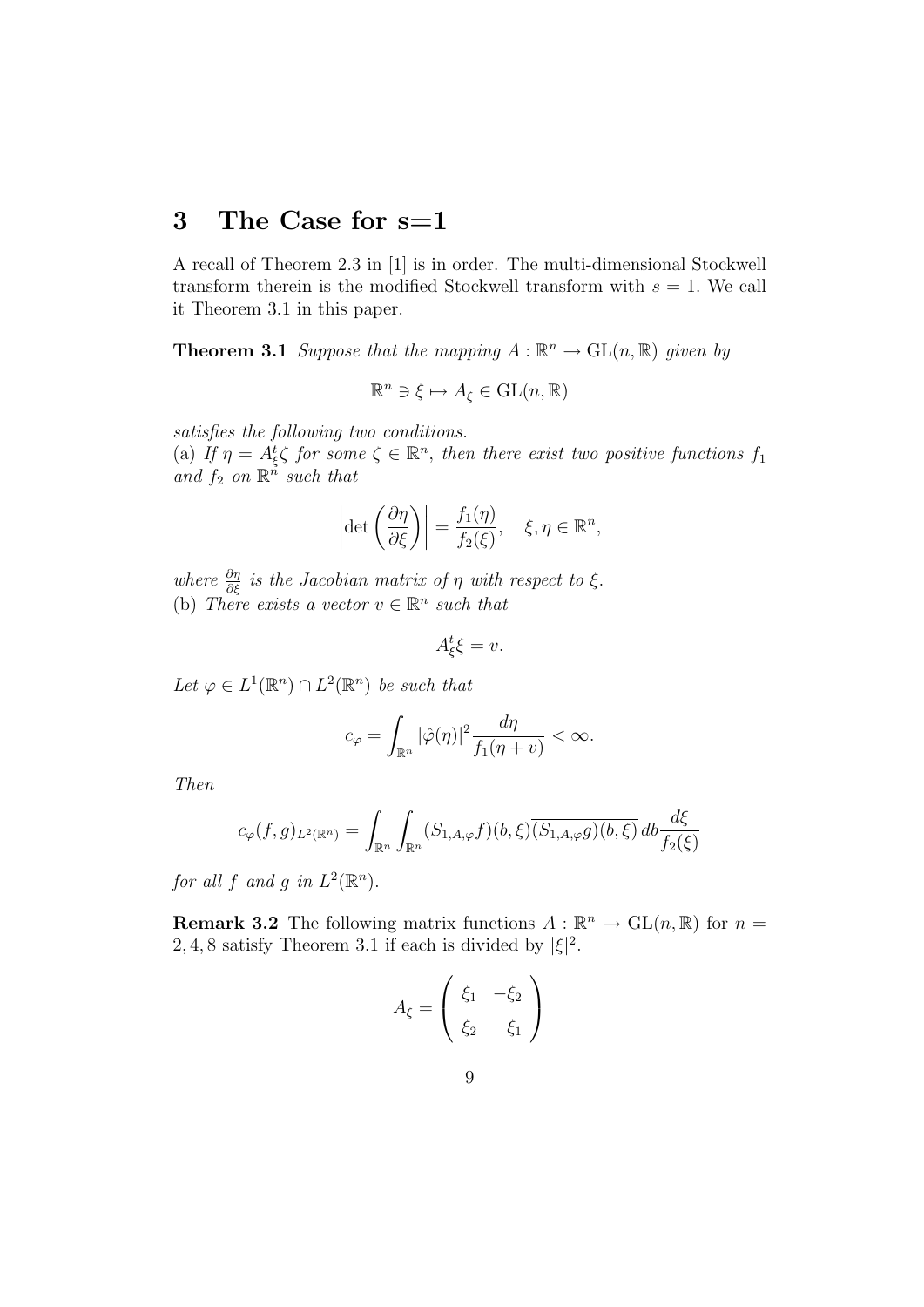# 3 The Case for s=1

A recall of Theorem 2.3 in [1] is in order. The multi-dimensional Stockwell transform therein is the modified Stockwell transform with $s = 1$. We call it Theorem 3.1 in this paper.

**Theorem 3.1** *Suppose that the mapping $A : \mathbb{R}^n \to \mathrm{GL}(n, \mathbb{R})$ given by*

$$\mathbb{R}^n \ni \xi \mapsto A_\xi \in \mathrm{GL}(n, \mathbb{R})$$

*satisfies the following two conditions.*
(a) *If $\eta = A_\xi^t \zeta$ for some $\zeta \in \mathbb{R}^n$, then there exist two positive functions $f_1$ and $f_2$ on $\mathbb{R}^n$ such that*

$$\left| \det \left( \frac{\partial \eta}{\partial \xi} \right) \right| = \frac{f_1(\eta)}{f_2(\xi)}, \quad \xi, \eta \in \mathbb{R}^n,$$

*where $\frac{\partial \eta}{\partial \xi}$ is the Jacobian matrix of $\eta$ with respect to $\xi$.*
(b) *There exists a vector $v \in \mathbb{R}^n$ such that*

$$A_\xi^t \xi = v.$$

*Let $\varphi \in L^1(\mathbb{R}^n) \cap L^2(\mathbb{R}^n)$ be such that*

$$c_\varphi = \int_{\mathbb{R}^n} |\hat{\varphi}(\eta)|^2 \frac{d\eta}{f_1(\eta + v)} < \infty.$$

*Then*

$$c_\varphi (f, g)_{L^2(\mathbb{R}^n)} = \int_{\mathbb{R}^n} \int_{\mathbb{R}^n} (S_{1,A,\varphi} f)(b, \xi) \overline{(S_{1,A,\varphi} g)(b, \xi)} \, db \frac{d\xi}{f_2(\xi)}$$

*for all $f$ and $g$ in $L^2(\mathbb{R}^n)$.*

**Remark 3.2** The following matrix functions $A : \mathbb{R}^n \to \mathrm{GL}(n, \mathbb{R})$ for $n = 2, 4, 8$ satisfy Theorem 3.1 if each is divided by $|\xi|^2$.

$$A_\xi = \begin{pmatrix} \xi_1 & -\xi_2 \\ \xi_2 & \xi_1 \end{pmatrix}$$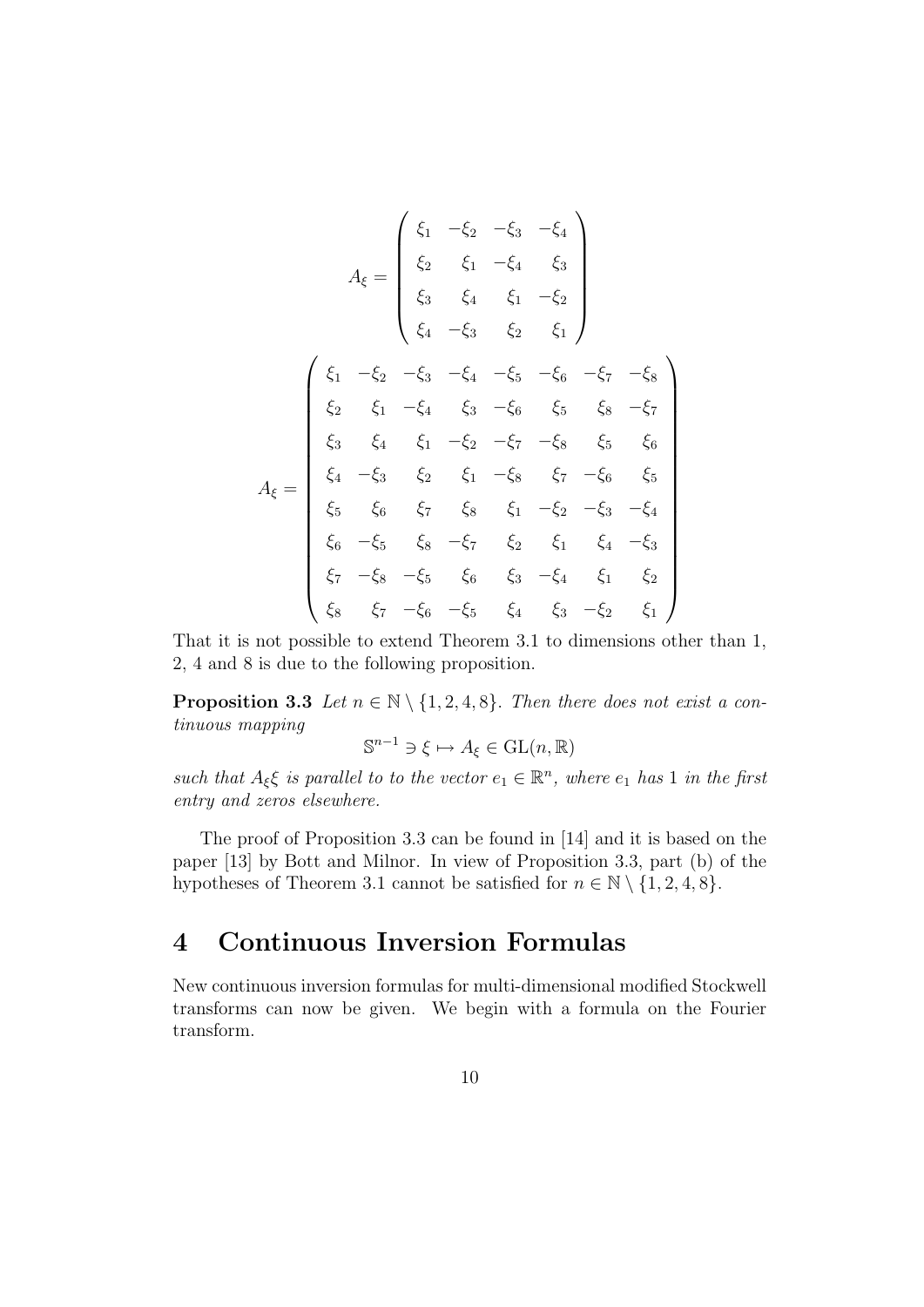$$A_\xi = \begin{pmatrix} \xi_1 & -\xi_2 & -\xi_3 & -\xi_4 \\ \xi_2 & \xi_1 & -\xi_4 & \xi_3 \\ \xi_3 & \xi_4 & \xi_1 & -\xi_2 \\ \xi_4 & -\xi_3 & \xi_2 & \xi_1 \end{pmatrix}$$

$$A_\xi = \begin{pmatrix} \xi_1 & -\xi_2 & -\xi_3 & -\xi_4 & -\xi_5 & -\xi_6 & -\xi_7 & -\xi_8 \\ \xi_2 & \xi_1 & -\xi_4 & \xi_3 & -\xi_6 & \xi_5 & \xi_8 & -\xi_7 \\ \xi_3 & \xi_4 & \xi_1 & -\xi_2 & -\xi_7 & -\xi_8 & \xi_5 & \xi_6 \\ \xi_4 & -\xi_3 & \xi_2 & \xi_1 & -\xi_8 & \xi_7 & -\xi_6 & \xi_5 \\ \xi_5 & \xi_6 & \xi_7 & \xi_8 & \xi_1 & -\xi_2 & -\xi_3 & -\xi_4 \\ \xi_6 & -\xi_5 & \xi_8 & -\xi_7 & \xi_2 & \xi_1 & \xi_4 & -\xi_3 \\ \xi_7 & -\xi_8 & -\xi_5 & \xi_6 & \xi_3 & -\xi_4 & \xi_1 & \xi_2 \\ \xi_8 & \xi_7 & -\xi_6 & -\xi_5 & \xi_4 & \xi_3 & -\xi_2 & \xi_1 \end{pmatrix}$$

That it is not possible to extend Theorem 3.1 to dimensions other than 1, 2, 4 and 8 is due to the following proposition.

**Proposition 3.3** *Let $n \in \mathbb{N} \setminus \{1, 2, 4, 8\}$. Then there does not exist a continuous mapping*

$$\mathbb{S}^{n-1} \ni \xi \mapsto A_\xi \in \mathrm{GL}(n, \mathbb{R})$$

*such that $A_\xi \xi$ is parallel to to the vector $e_1 \in \mathbb{R}^n$, where $e_1$ has 1 in the first entry and zeros elsewhere.*

The proof of Proposition 3.3 can be found in [14] and it is based on the paper [13] by Bott and Milnor. In view of Proposition 3.3, part (b) of the hypotheses of Theorem 3.1 cannot be satisfied for $n \in \mathbb{N} \setminus \{1, 2, 4, 8\}$.

## 4 Continuous Inversion Formulas

New continuous inversion formulas for multi-dimensional modified Stockwell transforms can now be given. We begin with a formula on the Fourier transform.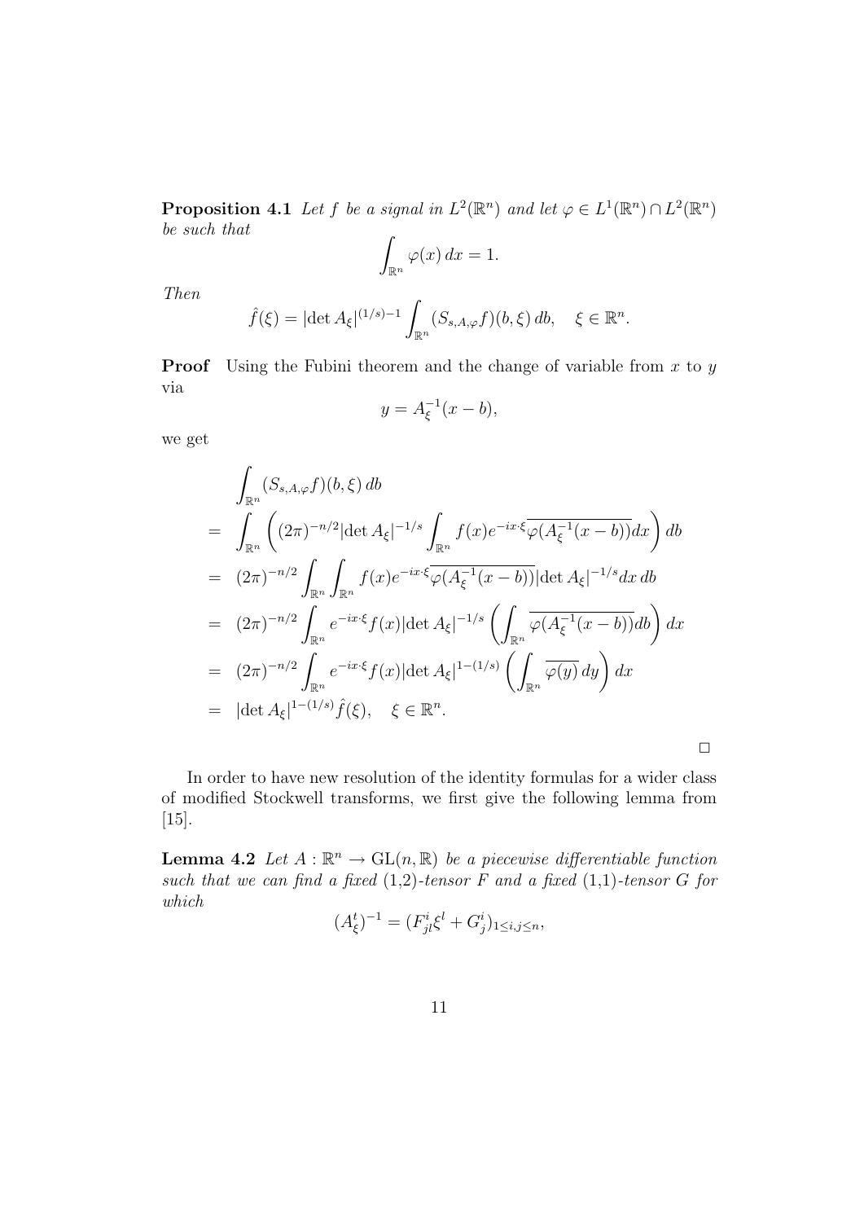**Proposition 4.1** *Let $f$ be a signal in $L^2(\mathbb{R}^n)$ and let $\varphi \in L^1(\mathbb{R}^n) \cap L^2(\mathbb{R}^n)$ be such that*

$$\int_{\mathbb{R}^n} \varphi(x)\, dx = 1.$$

*Then*

$$\hat{f}(\xi) = |\det A_\xi|^{(1/s)-1} \int_{\mathbb{R}^n} (S_{s,A,\varphi} f)(b, \xi)\, db, \quad \xi \in \mathbb{R}^n.$$

**Proof** Using the Fubini theorem and the change of variable from $x$ to $y$ via

$$y = A_\xi^{-1}(x - b),$$

we get

$$\begin{aligned}
&\int_{\mathbb{R}^n} (S_{s,A,\varphi} f)(b, \xi)\, db \\
=\;& \int_{\mathbb{R}^n} \left( (2\pi)^{-n/2} |\det A_\xi|^{-1/s} \int_{\mathbb{R}^n} f(x) e^{-ix\cdot\xi} \overline{\varphi(A_\xi^{-1}(x-b))} dx \right) db \\
=\;& (2\pi)^{-n/2} \int_{\mathbb{R}^n} \int_{\mathbb{R}^n} f(x) e^{-ix\cdot\xi} \overline{\varphi(A_\xi^{-1}(x-b))} |\det A_\xi|^{-1/s} dx\, db \\
=\;& (2\pi)^{-n/2} \int_{\mathbb{R}^n} e^{-ix\cdot\xi} f(x) |\det A_\xi|^{-1/s} \left( \int_{\mathbb{R}^n} \overline{\varphi(A_\xi^{-1}(x-b))} db \right) dx \\
=\;& (2\pi)^{-n/2} \int_{\mathbb{R}^n} e^{-ix\cdot\xi} f(x) |\det A_\xi|^{1-(1/s)} \left( \int_{\mathbb{R}^n} \overline{\varphi(y)}\, dy \right) dx \\
=\;& |\det A_\xi|^{1-(1/s)} \hat{f}(\xi), \quad \xi \in \mathbb{R}^n.
\end{aligned}$$

□

In order to have new resolution of the identity formulas for a wider class of modified Stockwell transforms, we first give the following lemma from [15].

**Lemma 4.2** *Let $A : \mathbb{R}^n \to \mathrm{GL}(n, \mathbb{R})$ be a piecewise differentiable function such that we can find a fixed (1,2)-tensor $F$ and a fixed (1,1)-tensor $G$ for which*

$$(A_\xi^t)^{-1} = (F_{jl}^i \xi^l + G_j^i)_{1 \le i,j \le n},$$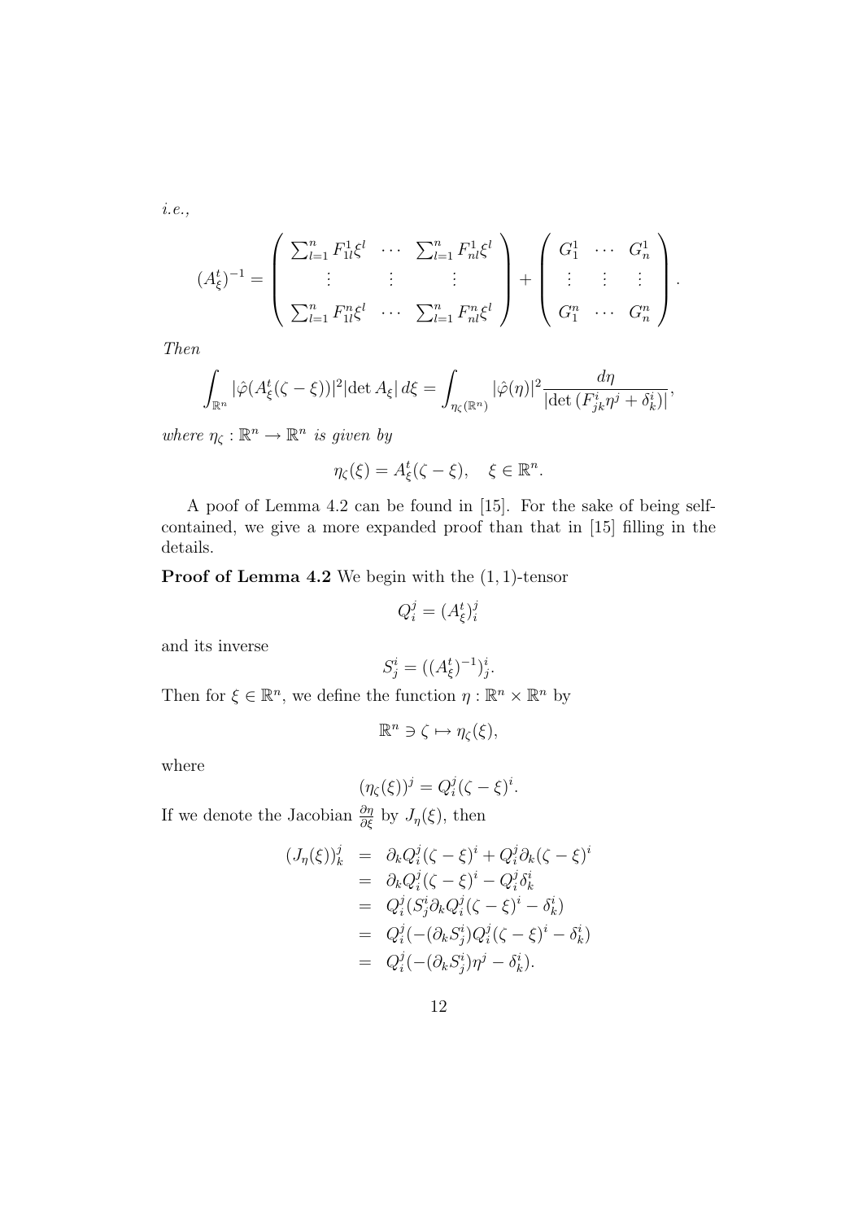*i.e.*,

$$(A_\xi^t)^{-1} = \begin{pmatrix} \sum_{l=1}^n F_{1l}^1 \xi^l & \cdots & \sum_{l=1}^n F_{nl}^1 \xi^l \\ \vdots & \vdots & \vdots \\ \sum_{l=1}^n F_{1l}^n \xi^l & \cdots & \sum_{l=1}^n F_{nl}^n \xi^l \end{pmatrix} + \begin{pmatrix} G_1^1 & \cdots & G_n^1 \\ \vdots & \vdots & \vdots \\ G_1^n & \cdots & G_n^n \end{pmatrix}.$$

*Then*

$$\int_{\mathbb{R}^n} |\hat{\varphi}(A_\xi^t(\zeta - \xi))|^2 |\det A_\xi| \, d\xi = \int_{\eta_\zeta(\mathbb{R}^n)} |\hat{\varphi}(\eta)|^2 \frac{d\eta}{|\det (F_{jk}^i \eta^j + \delta_k^i)|},$$

*where* $\eta_\zeta : \mathbb{R}^n \to \mathbb{R}^n$ *is given by*

$$\eta_\zeta(\xi) = A_\xi^t(\zeta - \xi), \quad \xi \in \mathbb{R}^n.$$

A poof of Lemma 4.2 can be found in [15]. For the sake of being self-contained, we give a more expanded proof than that in [15] filling in the details.

**Proof of Lemma 4.2** We begin with the $(1,1)$-tensor

$$Q_i^j = (A_\xi^t)_i^j$$

and its inverse

$$S_j^i = ((A_\xi^t)^{-1})_j^i.$$

Then for $\xi \in \mathbb{R}^n$, we define the function $\eta : \mathbb{R}^n \times \mathbb{R}^n$ by

$$\mathbb{R}^n \ni \zeta \mapsto \eta_\zeta(\xi),$$

where

$$(\eta_\zeta(\xi))^j = Q_i^j (\zeta - \xi)^i.$$

If we denote the Jacobian $\frac{\partial \eta}{\partial \xi}$ by $J_\eta(\xi)$, then

$$\begin{aligned}
(J_\eta(\xi))_k^j &= \partial_k Q_i^j (\zeta - \xi)^i + Q_i^j \partial_k (\zeta - \xi)^i \\
&= \partial_k Q_i^j (\zeta - \xi)^i - Q_i^j \delta_k^i \\
&= Q_i^j (S_j^i \partial_k Q_i^j (\zeta - \xi)^i - \delta_k^i) \\
&= Q_i^j (-(\partial_k S_j^i) Q_i^j (\zeta - \xi)^i - \delta_k^i) \\
&= Q_i^j (-(\partial_k S_j^i) \eta^j - \delta_k^i).
\end{aligned}$$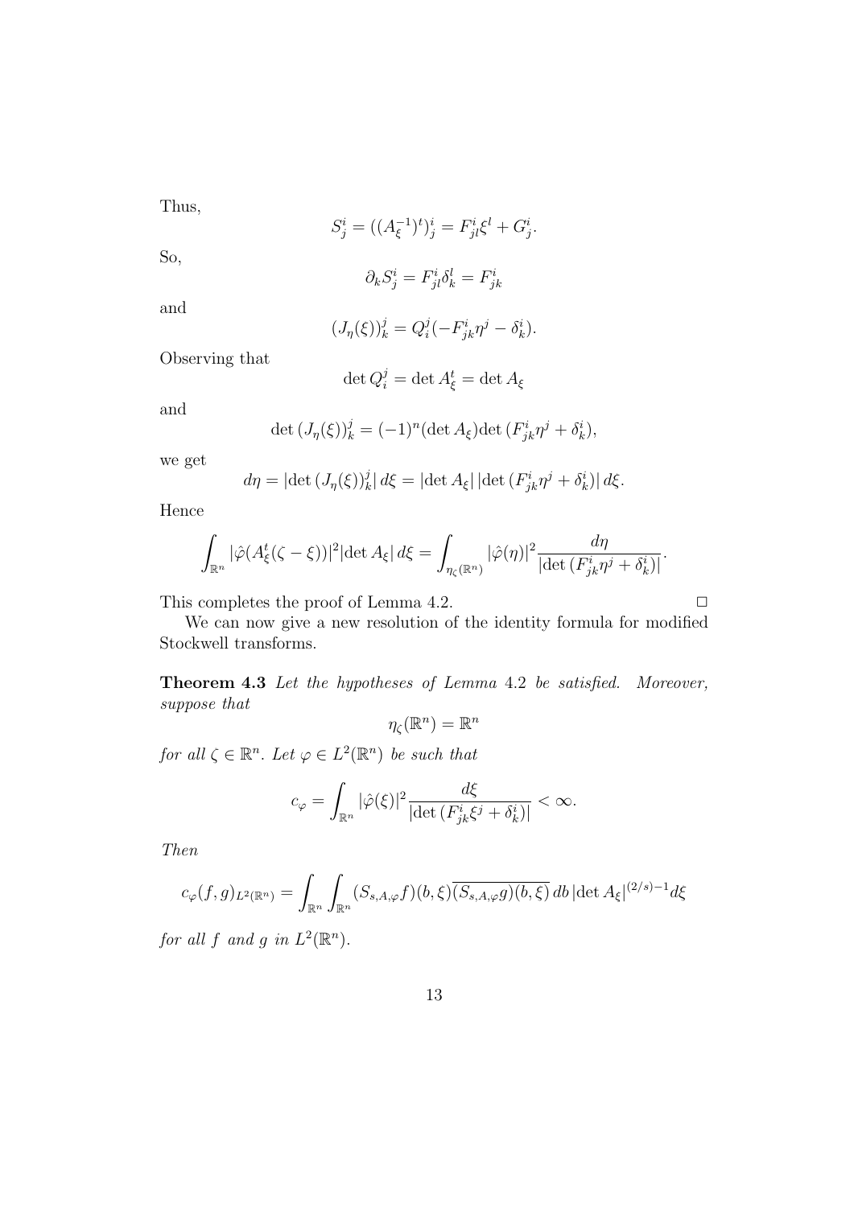Thus,

$$S^i_j = ((A_\xi^{-1})^t)^i_j = F^i_{jl}\xi^l + G^i_j.$$

So,

$$\partial_k S^i_j = F^i_{jl}\delta^l_k = F^i_{jk}$$

and

$$(J_\eta(\xi))^j_k = Q^j_i(-F^i_{jk}\eta^j - \delta^i_k).$$

Observing that

$$\det Q^j_i = \det A^t_\xi = \det A_\xi$$

and

$$\det (J_\eta(\xi))^j_k = (-1)^n (\det A_\xi) \det (F^i_{jk}\eta^j + \delta^i_k),$$

we get

$$d\eta = |\det (J_\eta(\xi))^j_k|\, d\xi = |\det A_\xi|\, |\det (F^i_{jk}\eta^j + \delta^i_k)|\, d\xi.$$

Hence

$$\int_{\mathbb{R}^n} |\hat{\varphi}(A^t_\xi(\zeta - \xi))|^2 |\det A_\xi|\, d\xi = \int_{\eta_\zeta(\mathbb{R}^n)} |\hat{\varphi}(\eta)|^2 \frac{d\eta}{|\det (F^i_{jk}\eta^j + \delta^i_k)|}.$$

This completes the proof of Lemma 4.2. $\square$

We can now give a new resolution of the identity formula for modified Stockwell transforms.

**Theorem 4.3** *Let the hypotheses of Lemma* 4.2 *be satisfied. Moreover, suppose that*

$$\eta_\zeta(\mathbb{R}^n) = \mathbb{R}^n$$

*for all* $\zeta \in \mathbb{R}^n$*. Let* $\varphi \in L^2(\mathbb{R}^n)$ *be such that*

$$c_\varphi = \int_{\mathbb{R}^n} |\hat{\varphi}(\xi)|^2 \frac{d\xi}{|\det (F^i_{jk}\xi^j + \delta^i_k)|} < \infty.$$

*Then*

$$c_\varphi (f, g)_{L^2(\mathbb{R}^n)} = \int_{\mathbb{R}^n} \int_{\mathbb{R}^n} (S_{s,A,\varphi} f)(b, \xi) \overline{(S_{s,A,\varphi} g)(b, \xi)}\, db\, |\det A_\xi|^{(2/s)-1} d\xi$$

*for all* $f$ *and* $g$ *in* $L^2(\mathbb{R}^n)$*.*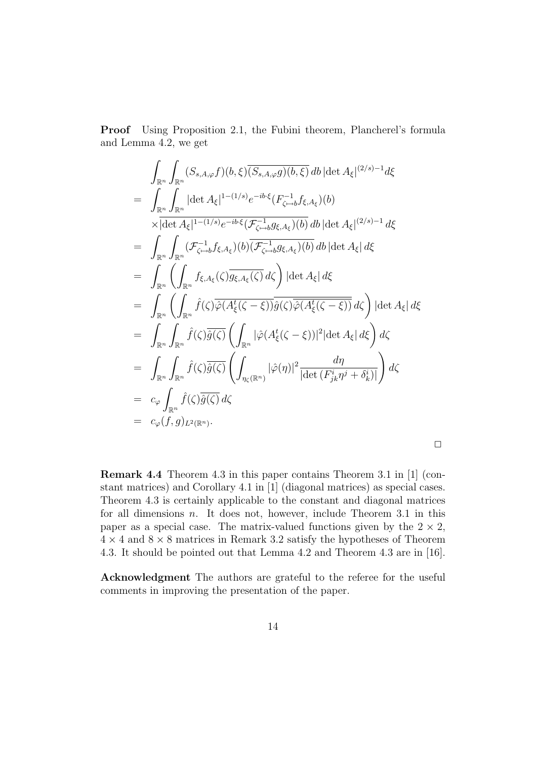**Proof** Using Proposition 2.1, the Fubini theorem, Plancherel's formula and Lemma 4.2, we get

$$
\begin{aligned}
&\int_{\mathbb{R}^n}\int_{\mathbb{R}^n}(S_{s,A,\varphi}f)(b,\xi)\overline{(S_{s,A,\varphi}g)(b,\xi)}\,db\,|\det A_\xi|^{(2/s)-1}d\xi\\
=\;&\int_{\mathbb{R}^n}\int_{\mathbb{R}^n}|\det A_\xi|^{1-(1/s)}e^{-ib\cdot\xi}(F^{-1}_{\zeta\mapsto b}f_{\xi,A_\xi})(b)\\
&\times\overline{|\det A_\xi|^{1-(1/s)}e^{-ib\cdot\xi}(\mathcal{F}^{-1}_{\zeta\mapsto b}g_{\xi,A_\xi})(b)}\,db\,|\det A_\xi|^{(2/s)-1}\,d\xi\\
=\;&\int_{\mathbb{R}^n}\int_{\mathbb{R}^n}(\mathcal{F}^{-1}_{\zeta\mapsto b}f_{\xi,A_\xi})(b)\overline{(\mathcal{F}^{-1}_{\zeta\mapsto b}g_{\xi,A_\xi})(b)}\,db\,|\det A_\xi|\,d\xi\\
=\;&\int_{\mathbb{R}^n}\left(\int_{\mathbb{R}^n}f_{\xi,A_\xi}(\zeta)\overline{g_{\xi,A_\xi}(\zeta)}\,d\zeta\right)|\det A_\xi|\,d\xi\\
=\;&\int_{\mathbb{R}^n}\left(\int_{\mathbb{R}^n}\hat{f}(\zeta)\overline{\hat{\varphi}(A_\xi^t(\zeta-\xi))}\overline{\hat{g}(\zeta)\overline{\hat{\varphi}(A_\xi^t(\zeta-\xi))}}\,d\zeta\right)|\det A_\xi|\,d\xi\\
=\;&\int_{\mathbb{R}^n}\int_{\mathbb{R}^n}\hat{f}(\zeta)\overline{\hat{g}(\zeta)}\left(\int_{\mathbb{R}^n}|\hat{\varphi}(A_\xi^t(\zeta-\xi))|^2|\det A_\xi|\,d\xi\right)d\zeta\\
=\;&\int_{\mathbb{R}^n}\int_{\mathbb{R}^n}\hat{f}(\zeta)\overline{\hat{g}(\zeta)}\left(\int_{\eta_\zeta(\mathbb{R}^n)}|\hat{\varphi}(\eta)|^2\frac{d\eta}{|\det(F^i_{jk}\eta^j+\delta^i_k)|}\right)d\zeta\\
=\;&c_\varphi\int_{\mathbb{R}^n}\hat{f}(\zeta)\overline{\hat{g}(\zeta)}\,d\zeta\\
=\;&c_\varphi(f,g)_{L^2(\mathbb{R}^n)}.
\end{aligned}
$$

□

**Remark 4.4** Theorem 4.3 in this paper contains Theorem 3.1 in [1] (constant matrices) and Corollary 4.1 in [1] (diagonal matrices) as special cases. Theorem 4.3 is certainly applicable to the constant and diagonal matrices for all dimensions $n$. It does not, however, include Theorem 3.1 in this paper as a special case. The matrix-valued functions given by the $2\times 2$, $4\times 4$ and $8\times 8$ matrices in Remark 3.2 satisfy the hypotheses of Theorem 4.3. It should be pointed out that Lemma 4.2 and Theorem 4.3 are in [16].

**Acknowledgment** The authors are grateful to the referee for the useful comments in improving the presentation of the paper.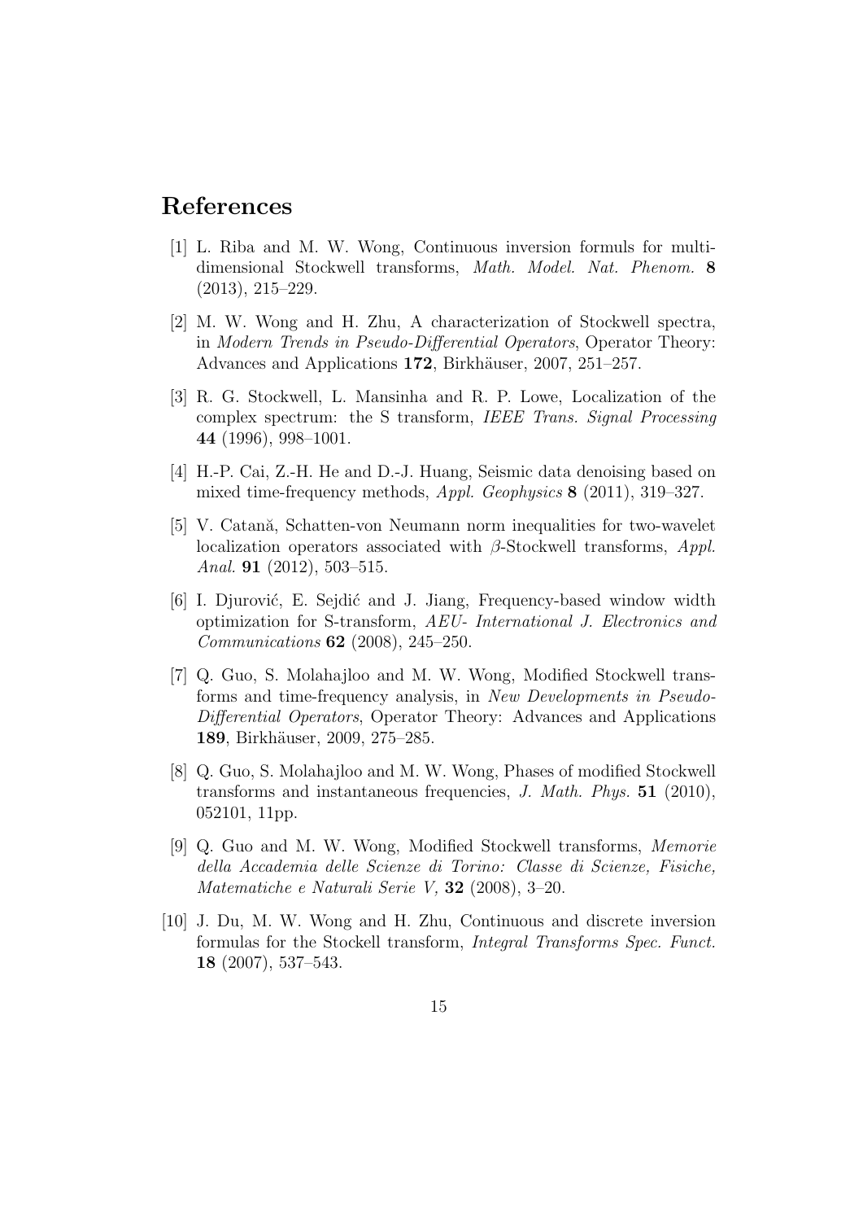# References

[1] L. Riba and M. W. Wong, Continuous inversion formuls for multi-dimensional Stockwell transforms, *Math. Model. Nat. Phenom.* **8** (2013), 215–229.

[2] M. W. Wong and H. Zhu, A characterization of Stockwell spectra, in *Modern Trends in Pseudo-Differential Operators*, Operator Theory: Advances and Applications **172**, Birkhäuser, 2007, 251–257.

[3] R. G. Stockwell, L. Mansinha and R. P. Lowe, Localization of the complex spectrum: the S transform, *IEEE Trans. Signal Processing* **44** (1996), 998–1001.

[4] H.-P. Cai, Z.-H. He and D.-J. Huang, Seismic data denoising based on mixed time-frequency methods, *Appl. Geophysics* **8** (2011), 319–327.

[5] V. Catană, Schatten-von Neumann norm inequalities for two-wavelet localization operators associated with $\beta$-Stockwell transforms, *Appl. Anal.* **91** (2012), 503–515.

[6] I. Djurović, E. Sejdić and J. Jiang, Frequency-based window width optimization for S-transform, *AEU- International J. Electronics and Communications* **62** (2008), 245–250.

[7] Q. Guo, S. Molahajloo and M. W. Wong, Modified Stockwell transforms and time-frequency analysis, in *New Developments in Pseudo-Differential Operators*, Operator Theory: Advances and Applications **189**, Birkhäuser, 2009, 275–285.

[8] Q. Guo, S. Molahajloo and M. W. Wong, Phases of modified Stockwell transforms and instantaneous frequencies, *J. Math. Phys.* **51** (2010), 052101, 11pp.

[9] Q. Guo and M. W. Wong, Modified Stockwell transforms, *Memorie della Accademia delle Scienze di Torino: Classe di Scienze, Fisiche, Matematiche e Naturali Serie V,* **32** (2008), 3–20.

[10] J. Du, M. W. Wong and H. Zhu, Continuous and discrete inversion formulas for the Stockell transform, *Integral Transforms Spec. Funct.* **18** (2007), 537–543.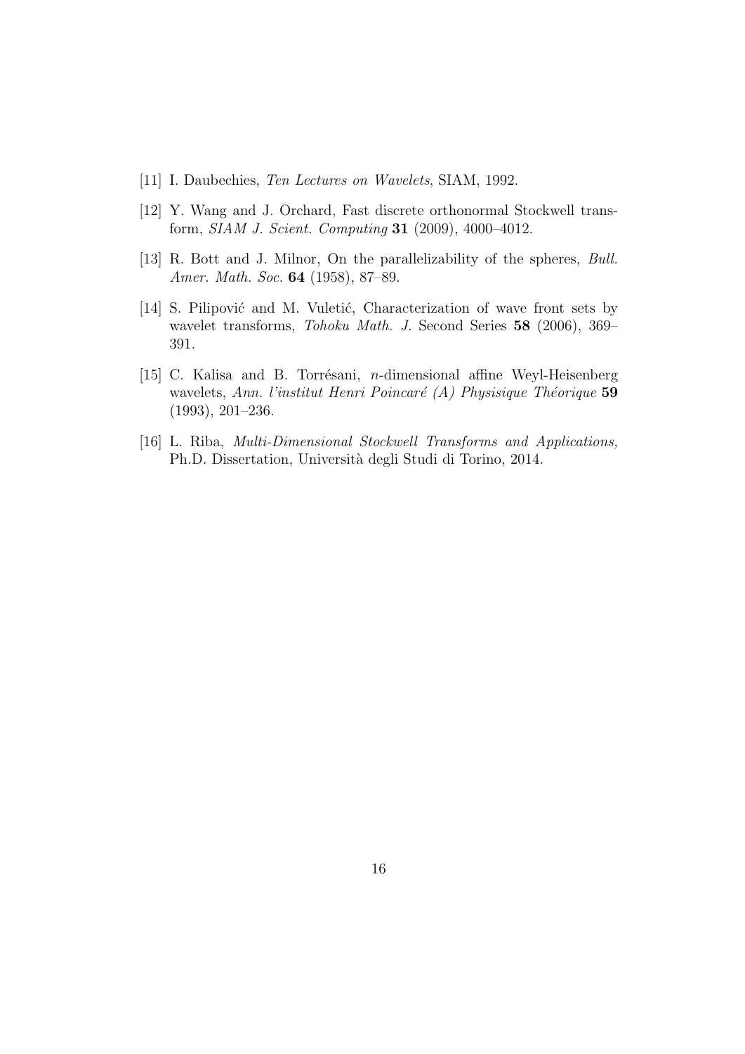[11] I. Daubechies, *Ten Lectures on Wavelets*, SIAM, 1992.

[12] Y. Wang and J. Orchard, Fast discrete orthonormal Stockwell transform, *SIAM J. Scient. Computing* **31** (2009), 4000–4012.

[13] R. Bott and J. Milnor, On the parallelizability of the spheres, *Bull. Amer. Math. Soc.* **64** (1958), 87–89.

[14] S. Pilipović and M. Vuletić, Characterization of wave front sets by wavelet transforms, *Tohoku Math. J.* Second Series **58** (2006), 369–391.

[15] C. Kalisa and B. Torrésani, $n$-dimensional affine Weyl-Heisenberg wavelets, *Ann. l'institut Henri Poincaré (A) Physisique Théorique* **59** (1993), 201–236.

[16] L. Riba, *Multi-Dimensional Stockwell Transforms and Applications,* Ph.D. Dissertation, Università degli Studi di Torino, 2014.